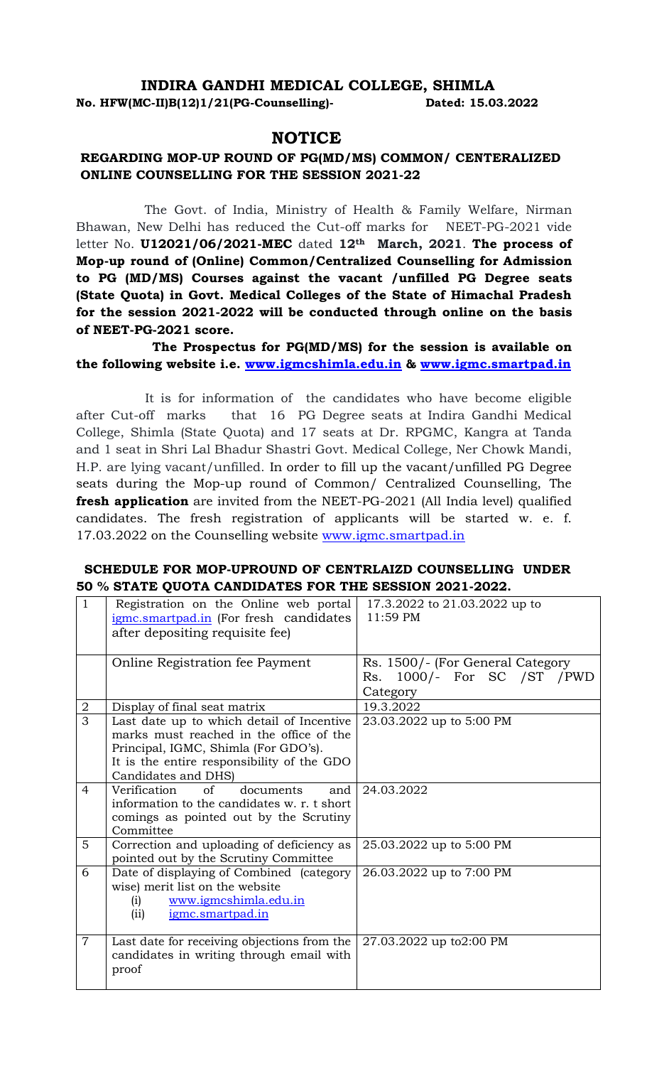# INDIRA GANDHI MEDICAL COLLEGE, SHIMLA

**No. HFW(MC-II)B(12)1/21(PG-Counselling)-** **Dated: 15.03.2022**

## NOTICE

### REGARDING MOP-UP ROUND OF PG(MD/MS) COMMON/ CENTERALIZED ONLINE COUNSELLING FOR THE SESSION 2021-22

The Govt. of India, Ministry of Health & Family Welfare, Nirman Bhawan, New Delhi has reduced the Cut-off marks for NEET-PG-2021 vide letter No. **U12021/06/2021-MEC** dated **12th March, 2021**. **The process of Mop-up round of (Online) Common/Centralized Counselling for Admission to PG (MD/MS) Courses against the vacant /unfilled PG Degree seats (State Quota) in Govt. Medical Colleges of the State of Himachal Pradesh for the session 2021-2022 will be conducted through online on the basis of NEET-PG-2021 score.**

**The Prospectus for PG(MD/MS) for the session is available on the following website i.e. www.igmcshimla.edu.in & www.igmc.smartpad.in**

It is for information of the candidates who have become eligible after Cut-off marks that 16 PG Degree seats at Indira Gandhi Medical College, Shimla (State Quota) and 17 seats at Dr. RPGMC, Kangra at Tanda and 1 seat in Shri Lal Bhadur Shastri Govt. Medical College, Ner Chowk Mandi, H.P. are lying vacant/unfilled. In order to fill up the vacant/unfilled PG Degree seats during the Mop-up round of Common/ Centralized Counselling, The **fresh application** are invited from the NEET-PG-2021 (All India level) qualified candidates. The fresh registration of applicants will be started w. e. f. 17.03.2022 on the Counselling website www.igmc.smartpad.in

### SCHEDULE FOR MOP-UPROUND OF CENTRLAIZD COUNSELLING UNDER 50 % STATE QUOTA CANDIDATES FOR THE SESSION 2021-2022.

| | | |
|---|---|---|
| 1 | Registration on the Online web portal igmc.smartpad.in (For fresh candidates after depositing requisite fee) | 17.3.2022 to 21.03.2022 up to 11:59 PM |
| | Online Registration fee Payment | Rs. 1500/- (For General Category Rs. 1000/- For SC /ST /PWD Category |
| 2 | Display of final seat matrix | 19.3.2022 |
| 3 | Last date up to which detail of Incentive marks must reached in the office of the Principal, IGMC, Shimla (For GDO's). It is the entire responsibility of the GDO Candidates and DHS) | 23.03.2022 up to 5:00 PM |
| 4 | Verification of documents and information to the candidates w. r. t short comings as pointed out by the Scrutiny Committee | 24.03.2022 |
| 5 | Correction and uploading of deficiency as pointed out by the Scrutiny Committee | 25.03.2022 up to 5:00 PM |
| 6 | Date of displaying of Combined (category wise) merit list on the website (i) www.igmcshimla.edu.in (ii) igmc.smartpad.in | 26.03.2022 up to 7:00 PM |
| 7 | Last date for receiving objections from the candidates in writing through email with proof | 27.03.2022 up to2:00 PM |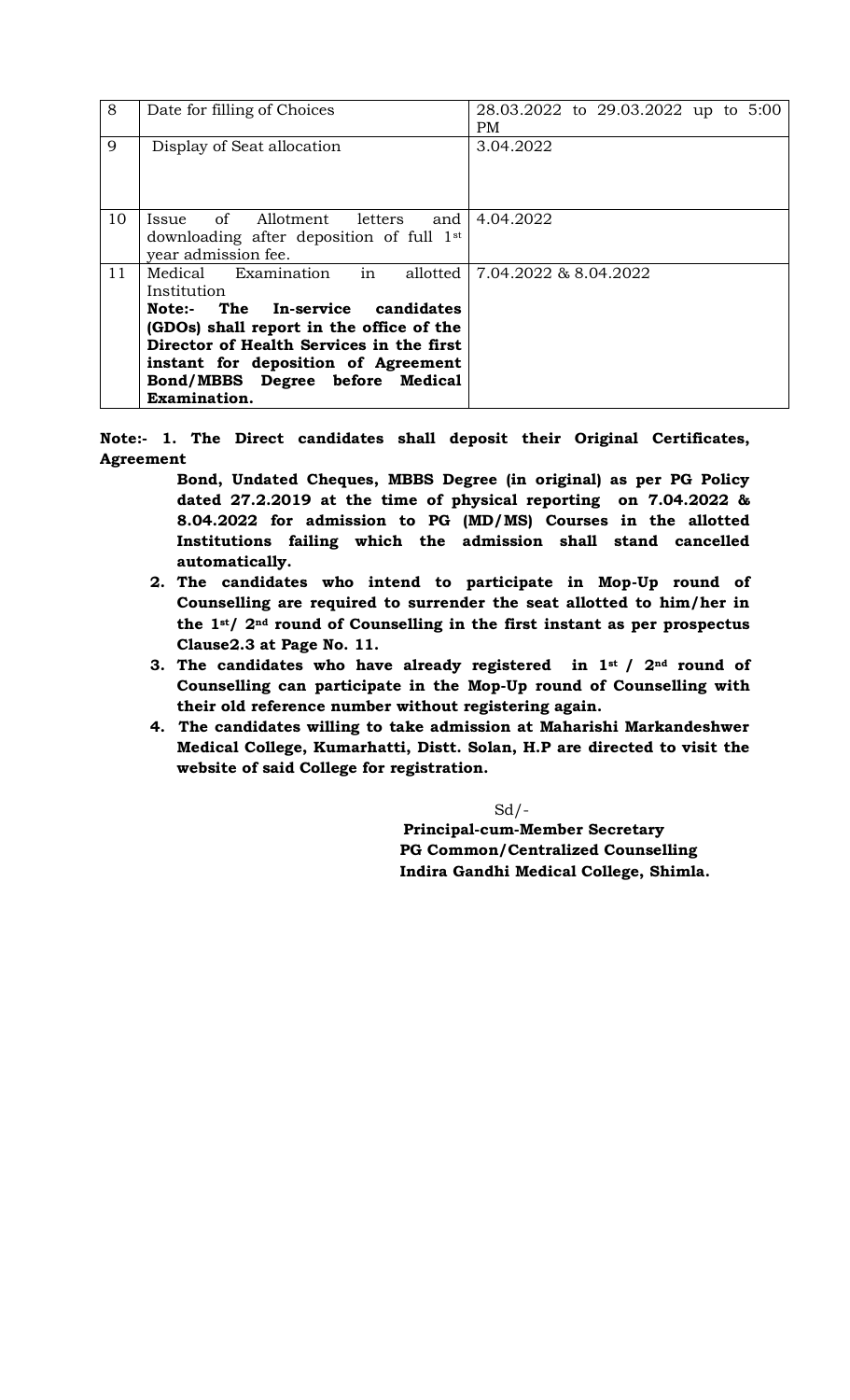| | | |
|---|---|---|
| 8 | Date for filling of Choices | 28.03.2022 to 29.03.2022 up to 5:00 PM |
| 9 | Display of Seat allocation | 3.04.2022 |
| 10 | Issue of Allotment letters and downloading after deposition of full 1st year admission fee. | 4.04.2022 |
| 11 | Medical Examination in allotted Institution<br>**Note:- The In-service candidates (GDOs) shall report in the office of the Director of Health Services in the first instant for deposition of Agreement Bond/MBBS Degree before Medical Examination.** | 7.04.2022 & 8.04.2022 |

**Note:- 1. The Direct candidates shall deposit their Original Certificates, Agreement Bond, Undated Cheques, MBBS Degree (in original) as per PG Policy dated 27.2.2019 at the time of physical reporting on 7.04.2022 & 8.04.2022 for admission to PG (MD/MS) Courses in the allotted Institutions failing which the admission shall stand cancelled automatically.**

2. **The candidates who intend to participate in Mop-Up round of Counselling are required to surrender the seat allotted to him/her in the 1st/ 2nd round of Counselling in the first instant as per prospectus Clause2.3 at Page No. 11.**
3. **The candidates who have already registered in 1st / 2nd round of Counselling can participate in the Mop-Up round of Counselling with their old reference number without registering again.**
4. **The candidates willing to take admission at Maharishi Markandeshwer Medical College, Kumarhatti, Distt. Solan, H.P are directed to visit the website of said College for registration.**

Sd/-

**Principal-cum-Member Secretary**
**PG Common/Centralized Counselling**
**Indira Gandhi Medical College, Shimla.**